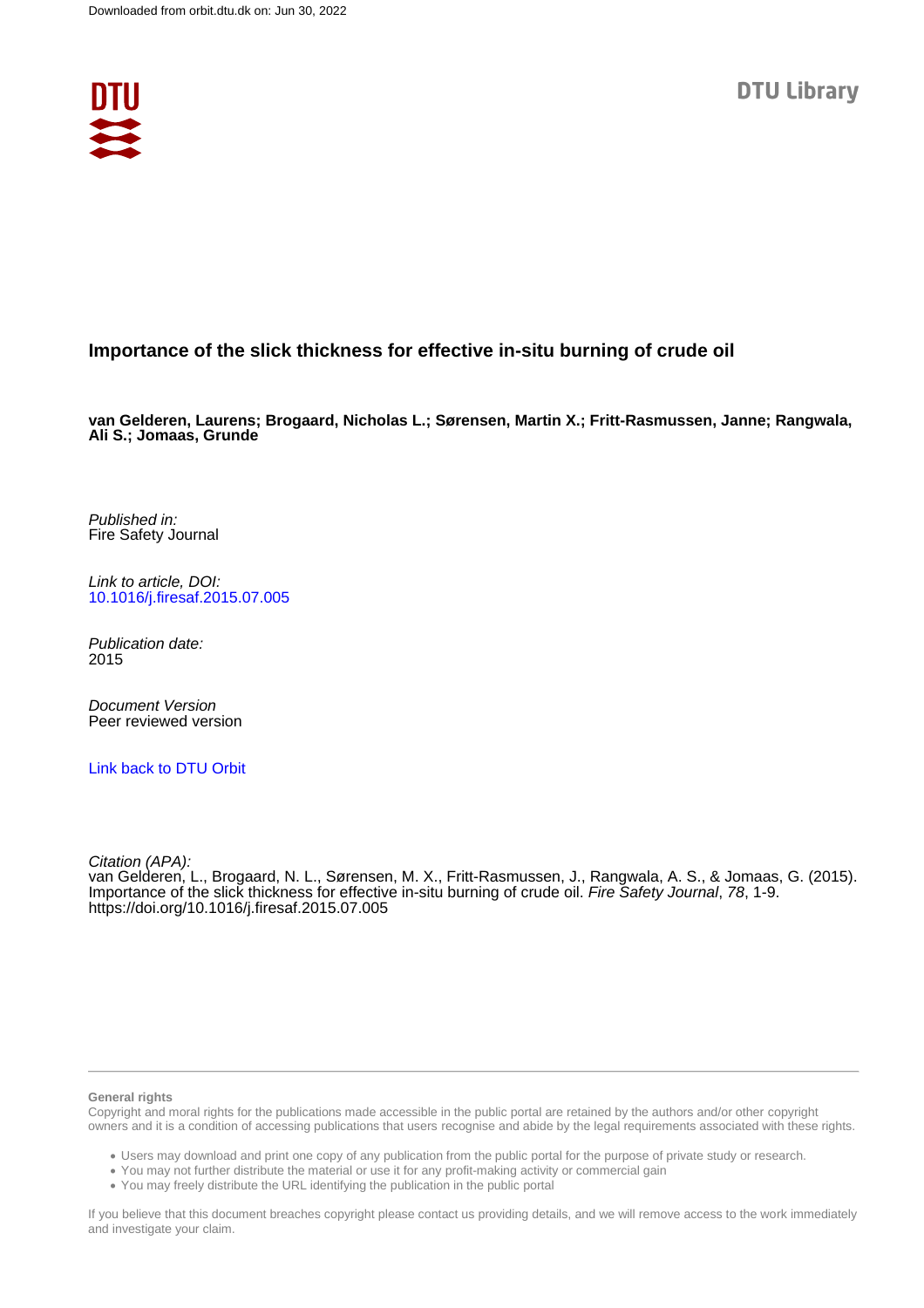Downloaded from orbit.dtu.dk on: Jun 30, 2022

DTU Library

# Importance of the slick thickness for effective in-situ burning of crude oil

**van Gelderen, Laurens; Brogaard, Nicholas L.; Sørensen, Martin X.; Fritt-Rasmussen, Janne; Rangwala, Ali S.; Jomaas, Grunde**

*Published in:*
Fire Safety Journal

*Link to article, DOI:*
[10.1016/j.firesaf.2015.07.005](https://doi.org/10.1016/j.firesaf.2015.07.005)

*Publication date:*
2015

*Document Version*
Peer reviewed version

[Link back to DTU Orbit](https://orbit.dtu.dk)

*Citation (APA):*
van Gelderen, L., Brogaard, N. L., Sørensen, M. X., Fritt-Rasmussen, J., Rangwala, A. S., & Jomaas, G. (2015). Importance of the slick thickness for effective in-situ burning of crude oil. *Fire Safety Journal*, *78*, 1-9. https://doi.org/10.1016/j.firesaf.2015.07.005

---

**General rights**

Copyright and moral rights for the publications made accessible in the public portal are retained by the authors and/or other copyright owners and it is a condition of accessing publications that users recognise and abide by the legal requirements associated with these rights.

- Users may download and print one copy of any publication from the public portal for the purpose of private study or research.
- You may not further distribute the material or use it for any profit-making activity or commercial gain
- You may freely distribute the URL identifying the publication in the public portal

If you believe that this document breaches copyright please contact us providing details, and we will remove access to the work immediately and investigate your claim.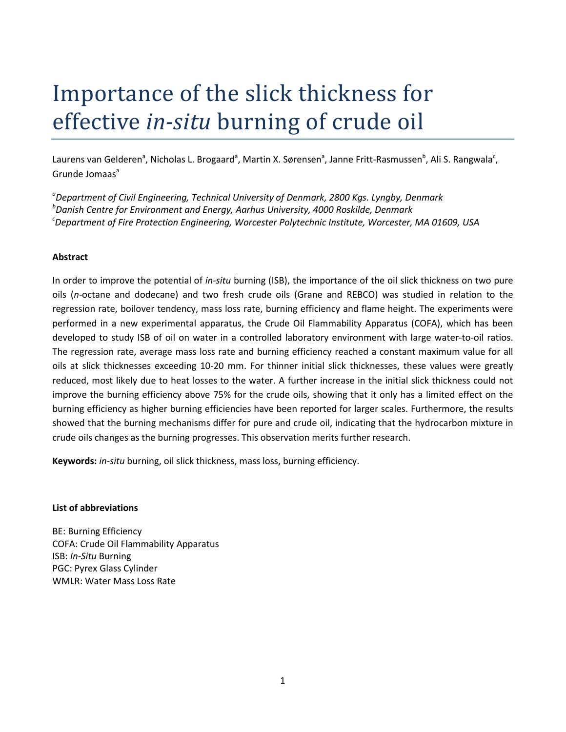# Importance of the slick thickness for effective *in-situ* burning of crude oil

Laurens van Gelderen[a], Nicholas L. Brogaard[a], Martin X. Sørensen[a], Janne Fritt-Rasmussen[b], Ali S. Rangwala[c], Grunde Jomaas[a]

[a]*Department of Civil Engineering, Technical University of Denmark, 2800 Kgs. Lyngby, Denmark*
[b]*Danish Centre for Environment and Energy, Aarhus University, 4000 Roskilde, Denmark*
[c]*Department of Fire Protection Engineering, Worcester Polytechnic Institute, Worcester, MA 01609, USA*

**Abstract**

In order to improve the potential of *in-situ* burning (ISB), the importance of the oil slick thickness on two pure oils (*n*-octane and dodecane) and two fresh crude oils (Grane and REBCO) was studied in relation to the regression rate, boilover tendency, mass loss rate, burning efficiency and flame height. The experiments were performed in a new experimental apparatus, the Crude Oil Flammability Apparatus (COFA), which has been developed to study ISB of oil on water in a controlled laboratory environment with large water-to-oil ratios. The regression rate, average mass loss rate and burning efficiency reached a constant maximum value for all oils at slick thicknesses exceeding 10-20 mm. For thinner initial slick thicknesses, these values were greatly reduced, most likely due to heat losses to the water. A further increase in the initial slick thickness could not improve the burning efficiency above 75% for the crude oils, showing that it only has a limited effect on the burning efficiency as higher burning efficiencies have been reported for larger scales. Furthermore, the results showed that the burning mechanisms differ for pure and crude oil, indicating that the hydrocarbon mixture in crude oils changes as the burning progresses. This observation merits further research.

**Keywords:** *in-situ* burning, oil slick thickness, mass loss, burning efficiency.

**List of abbreviations**

BE: Burning Efficiency
COFA: Crude Oil Flammability Apparatus
ISB: *In-Situ* Burning
PGC: Pyrex Glass Cylinder
WMLR: Water Mass Loss Rate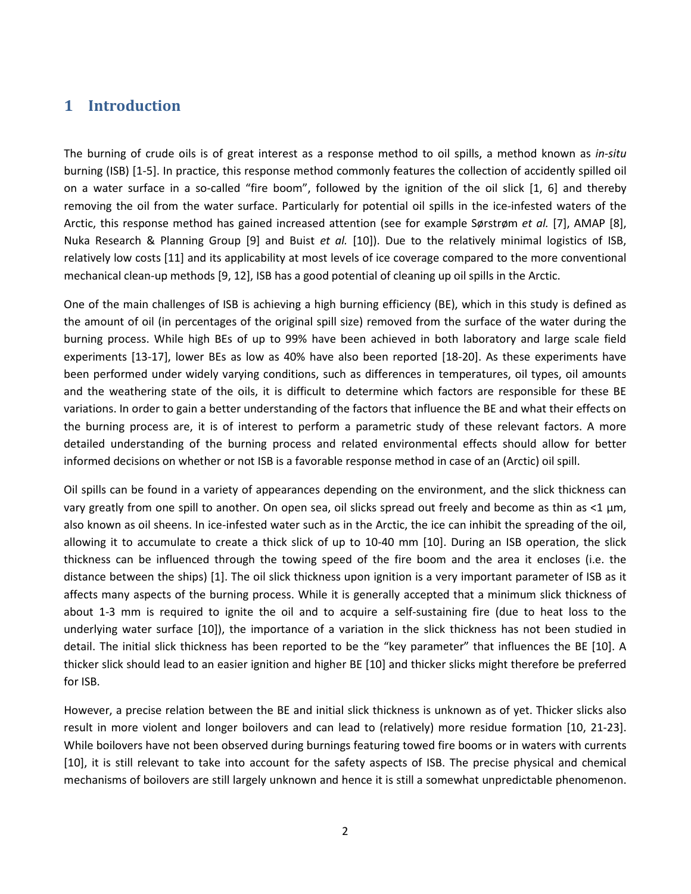# 1 Introduction

The burning of crude oils is of great interest as a response method to oil spills, a method known as *in-situ* burning (ISB) [1-5]. In practice, this response method commonly features the collection of accidently spilled oil on a water surface in a so-called "fire boom", followed by the ignition of the oil slick [1, 6] and thereby removing the oil from the water surface. Particularly for potential oil spills in the ice-infested waters of the Arctic, this response method has gained increased attention (see for example Sørstrøm *et al.* [7], AMAP [8], Nuka Research & Planning Group [9] and Buist *et al.* [10]). Due to the relatively minimal logistics of ISB, relatively low costs [11] and its applicability at most levels of ice coverage compared to the more conventional mechanical clean-up methods [9, 12], ISB has a good potential of cleaning up oil spills in the Arctic.

One of the main challenges of ISB is achieving a high burning efficiency (BE), which in this study is defined as the amount of oil (in percentages of the original spill size) removed from the surface of the water during the burning process. While high BEs of up to 99% have been achieved in both laboratory and large scale field experiments [13-17], lower BEs as low as 40% have also been reported [18-20]. As these experiments have been performed under widely varying conditions, such as differences in temperatures, oil types, oil amounts and the weathering state of the oils, it is difficult to determine which factors are responsible for these BE variations. In order to gain a better understanding of the factors that influence the BE and what their effects on the burning process are, it is of interest to perform a parametric study of these relevant factors. A more detailed understanding of the burning process and related environmental effects should allow for better informed decisions on whether or not ISB is a favorable response method in case of an (Arctic) oil spill.

Oil spills can be found in a variety of appearances depending on the environment, and the slick thickness can vary greatly from one spill to another. On open sea, oil slicks spread out freely and become as thin as <1 µm, also known as oil sheens. In ice-infested water such as in the Arctic, the ice can inhibit the spreading of the oil, allowing it to accumulate to create a thick slick of up to 10-40 mm [10]. During an ISB operation, the slick thickness can be influenced through the towing speed of the fire boom and the area it encloses (i.e. the distance between the ships) [1]. The oil slick thickness upon ignition is a very important parameter of ISB as it affects many aspects of the burning process. While it is generally accepted that a minimum slick thickness of about 1-3 mm is required to ignite the oil and to acquire a self-sustaining fire (due to heat loss to the underlying water surface [10]), the importance of a variation in the slick thickness has not been studied in detail. The initial slick thickness has been reported to be the "key parameter" that influences the BE [10]. A thicker slick should lead to an easier ignition and higher BE [10] and thicker slicks might therefore be preferred for ISB.

However, a precise relation between the BE and initial slick thickness is unknown as of yet. Thicker slicks also result in more violent and longer boilovers and can lead to (relatively) more residue formation [10, 21-23]. While boilovers have not been observed during burnings featuring towed fire booms or in waters with currents [10], it is still relevant to take into account for the safety aspects of ISB. The precise physical and chemical mechanisms of boilovers are still largely unknown and hence it is still a somewhat unpredictable phenomenon.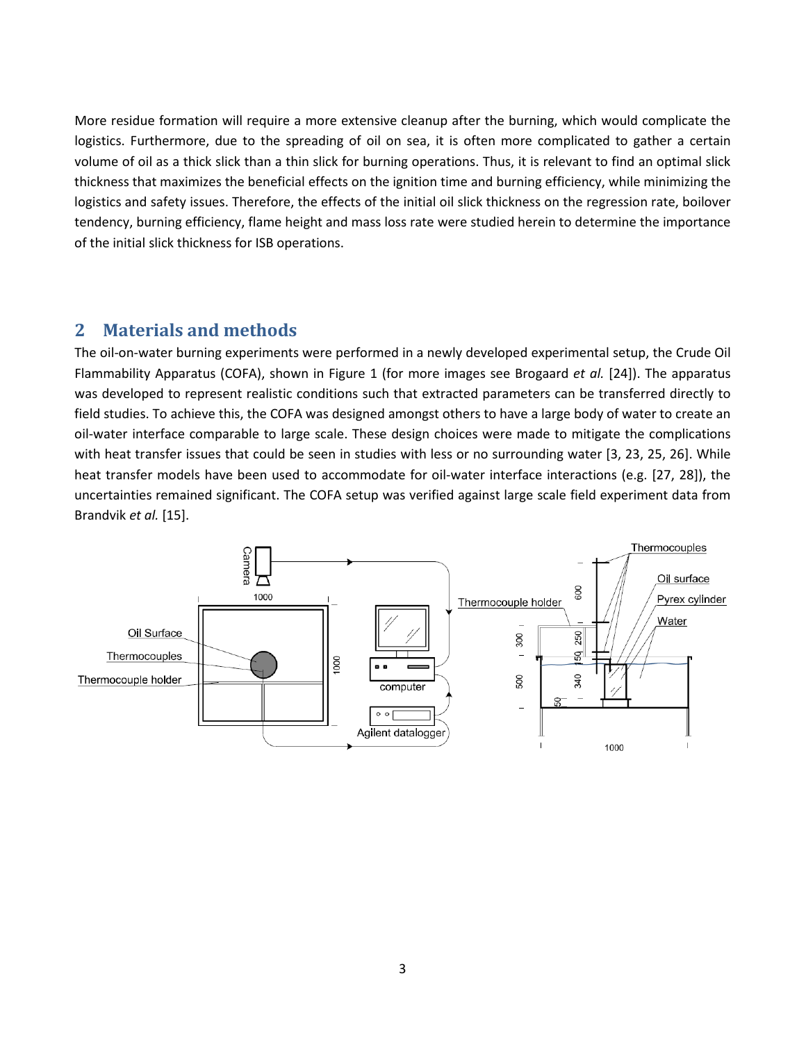More residue formation will require a more extensive cleanup after the burning, which would complicate the logistics. Furthermore, due to the spreading of oil on sea, it is often more complicated to gather a certain volume of oil as a thick slick than a thin slick for burning operations. Thus, it is relevant to find an optimal slick thickness that maximizes the beneficial effects on the ignition time and burning efficiency, while minimizing the logistics and safety issues. Therefore, the effects of the initial oil slick thickness on the regression rate, boilover tendency, burning efficiency, flame height and mass loss rate were studied herein to determine the importance of the initial slick thickness for ISB operations.

## 2 Materials and methods

The oil-on-water burning experiments were performed in a newly developed experimental setup, the Crude Oil Flammability Apparatus (COFA), shown in Figure 1 (for more images see Brogaard *et al.* [24]). The apparatus was developed to represent realistic conditions such that extracted parameters can be transferred directly to field studies. To achieve this, the COFA was designed amongst others to have a large body of water to create an oil-water interface comparable to large scale. These design choices were made to mitigate the complications with heat transfer issues that could be seen in studies with less or no surrounding water [3, 23, 25, 26]. While heat transfer models have been used to accommodate for oil-water interface interactions (e.g. [27, 28]), the uncertainties remained significant. The COFA setup was verified against large scale field experiment data from Brandvik *et al.* [15].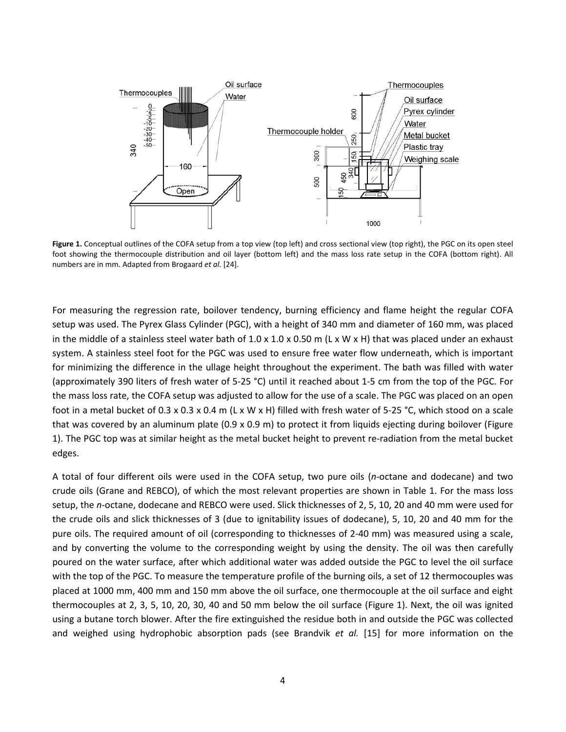**Figure 1.** Conceptual outlines of the COFA setup from a top view (top left) and cross sectional view (top right), the PGC on its open steel foot showing the thermocouple distribution and oil layer (bottom left) and the mass loss rate setup in the COFA (bottom right). All numbers are in mm. Adapted from Brogaard *et al.* [24].

For measuring the regression rate, boilover tendency, burning efficiency and flame height the regular COFA setup was used. The Pyrex Glass Cylinder (PGC), with a height of 340 mm and diameter of 160 mm, was placed in the middle of a stainless steel water bath of 1.0 x 1.0 x 0.50 m (L x W x H) that was placed under an exhaust system. A stainless steel foot for the PGC was used to ensure free water flow underneath, which is important for minimizing the difference in the ullage height throughout the experiment. The bath was filled with water (approximately 390 liters of fresh water of 5-25 °C) until it reached about 1-5 cm from the top of the PGC. For the mass loss rate, the COFA setup was adjusted to allow for the use of a scale. The PGC was placed on an open foot in a metal bucket of 0.3 x 0.3 x 0.4 m (L x W x H) filled with fresh water of 5-25 °C, which stood on a scale that was covered by an aluminum plate (0.9 x 0.9 m) to protect it from liquids ejecting during boilover (Figure 1). The PGC top was at similar height as the metal bucket height to prevent re-radiation from the metal bucket edges.

A total of four different oils were used in the COFA setup, two pure oils (*n*-octane and dodecane) and two crude oils (Grane and REBCO), of which the most relevant properties are shown in Table 1. For the mass loss setup, the *n*-octane, dodecane and REBCO were used. Slick thicknesses of 2, 5, 10, 20 and 40 mm were used for the crude oils and slick thicknesses of 3 (due to ignitability issues of dodecane), 5, 10, 20 and 40 mm for the pure oils. The required amount of oil (corresponding to thicknesses of 2-40 mm) was measured using a scale, and by converting the volume to the corresponding weight by using the density. The oil was then carefully poured on the water surface, after which additional water was added outside the PGC to level the oil surface with the top of the PGC. To measure the temperature profile of the burning oils, a set of 12 thermocouples was placed at 1000 mm, 400 mm and 150 mm above the oil surface, one thermocouple at the oil surface and eight thermocouples at 2, 3, 5, 10, 20, 30, 40 and 50 mm below the oil surface (Figure 1). Next, the oil was ignited using a butane torch blower. After the fire extinguished the residue both in and outside the PGC was collected and weighed using hydrophobic absorption pads (see Brandvik *et al.* [15] for more information on the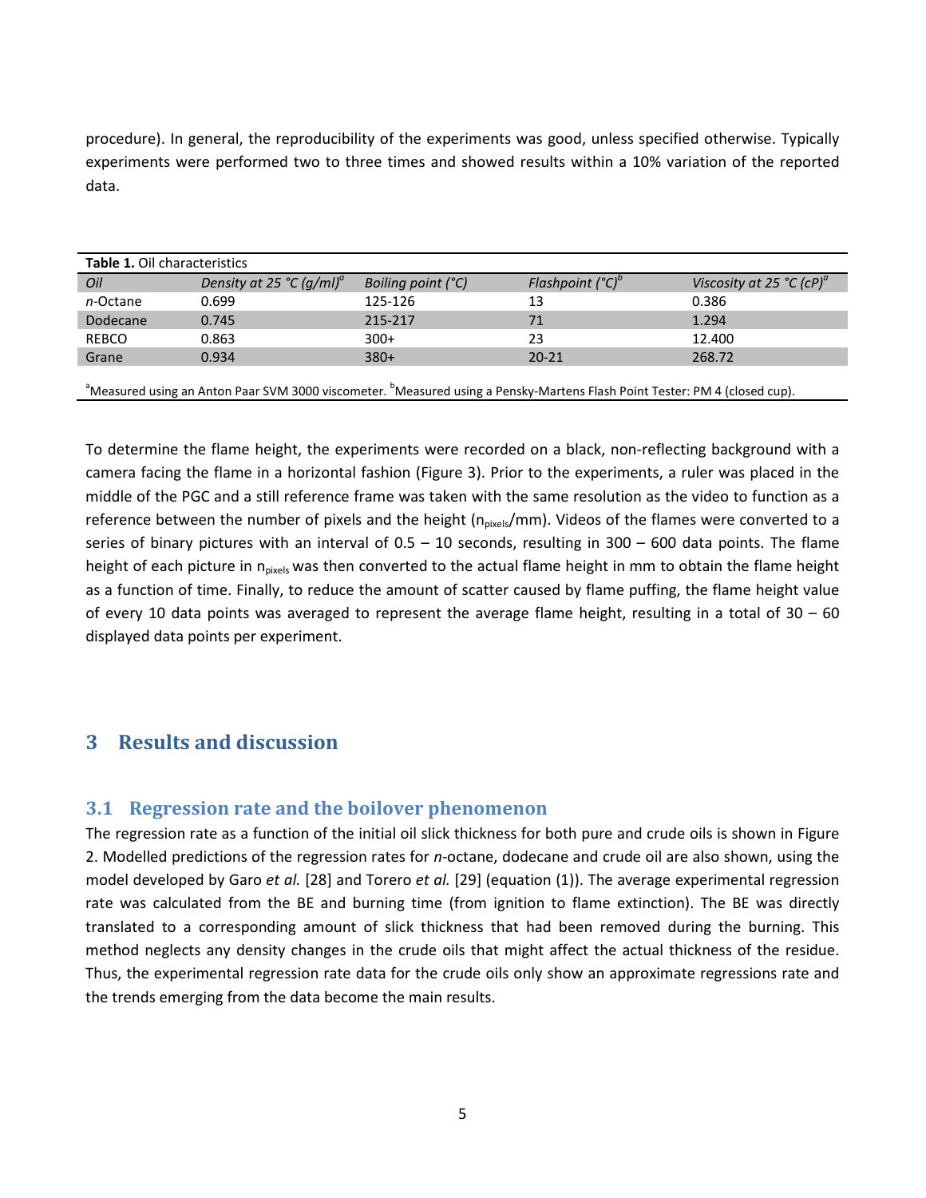procedure). In general, the reproducibility of the experiments was good, unless specified otherwise. Typically experiments were performed two to three times and showed results within a 10% variation of the reported data.

**Table 1.** Oil characteristics

| *Oil* | *Density at 25 °C (g/ml)*[a] | *Boiling point (°C)* | *Flashpoint (°C)*[b] | *Viscosity at 25 °C (cP)*[a] |
|---|---|---|---|---|
| *n*-Octane | 0.699 | 125-126 | 13 | 0.386 |
| Dodecane | 0.745 | 215-217 | 71 | 1.294 |
| REBCO | 0.863 | 300+ | 23 | 12.400 |
| Grane | 0.934 | 380+ | 20-21 | 268.72 |

[a]Measured using an Anton Paar SVM 3000 viscometer. [b]Measured using a Pensky-Martens Flash Point Tester: PM 4 (closed cup).

To determine the flame height, the experiments were recorded on a black, non-reflecting background with a camera facing the flame in a horizontal fashion (Figure 3). Prior to the experiments, a ruler was placed in the middle of the PGC and a still reference frame was taken with the same resolution as the video to function as a reference between the number of pixels and the height ($n_{pixels}$/mm). Videos of the flames were converted to a series of binary pictures with an interval of 0.5 – 10 seconds, resulting in 300 – 600 data points. The flame height of each picture in $n_{pixels}$ was then converted to the actual flame height in mm to obtain the flame height as a function of time. Finally, to reduce the amount of scatter caused by flame puffing, the flame height value of every 10 data points was averaged to represent the average flame height, resulting in a total of 30 – 60 displayed data points per experiment.

# 3 Results and discussion

## 3.1 Regression rate and the boilover phenomenon

The regression rate as a function of the initial oil slick thickness for both pure and crude oils is shown in Figure 2. Modelled predictions of the regression rates for *n*-octane, dodecane and crude oil are also shown, using the model developed by Garo *et al.* [28] and Torero *et al.* [29] (equation (1)). The average experimental regression rate was calculated from the BE and burning time (from ignition to flame extinction). The BE was directly translated to a corresponding amount of slick thickness that had been removed during the burning. This method neglects any density changes in the crude oils that might affect the actual thickness of the residue. Thus, the experimental regression rate data for the crude oils only show an approximate regressions rate and the trends emerging from the data become the main results.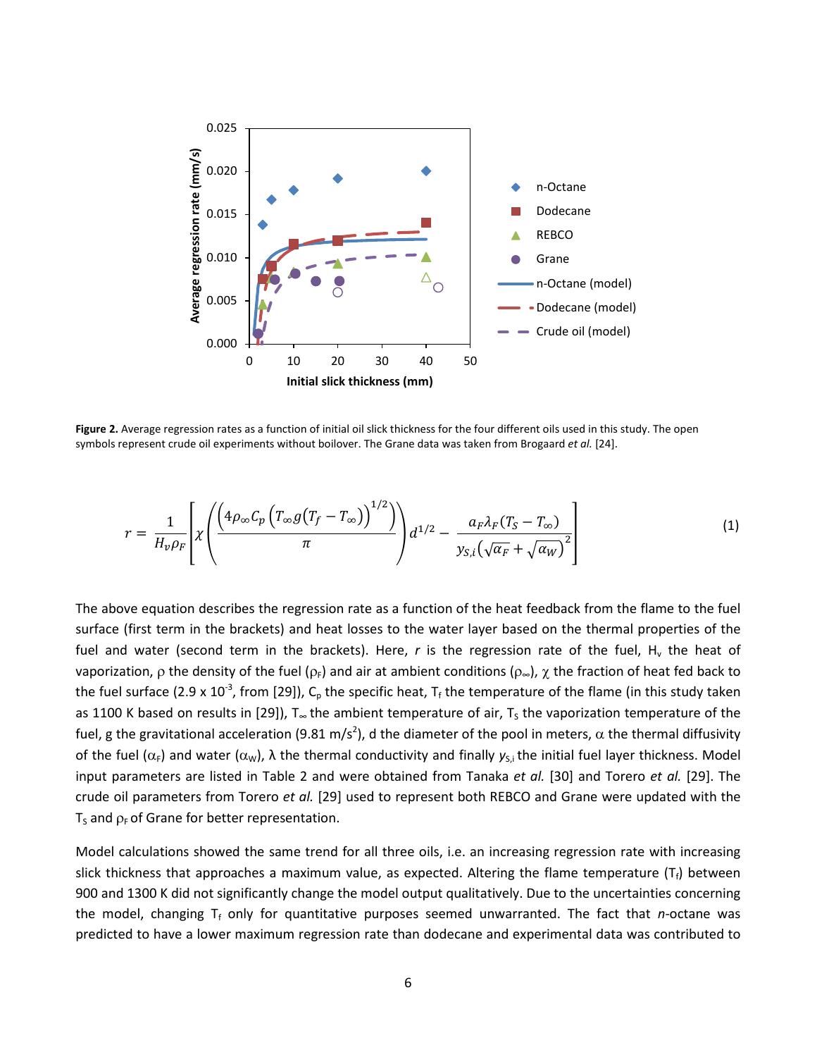**Figure 2.** Average regression rates as a function of initial oil slick thickness for the four different oils used in this study. The open symbols represent crude oil experiments without boilover. The Grane data was taken from Brogaard *et al.* [24].

$$r = \frac{1}{H_v \rho_F}\left[\chi\left(\frac{\left(4\rho_\infty C_p\left(T_\infty g\left(T_f - T_\infty\right)\right)^{1/2}\right)}{\pi}\right)d^{1/2} - \frac{a_F \lambda_F (T_S - T_\infty)}{y_{S,i}\left(\sqrt{\alpha_F} + \sqrt{\alpha_W}\right)^2}\right] \tag{1}$$

The above equation describes the regression rate as a function of the heat feedback from the flame to the fuel surface (first term in the brackets) and heat losses to the water layer based on the thermal properties of the fuel and water (second term in the brackets). Here, $r$ is the regression rate of the fuel, $H_v$ the heat of vaporization, $\rho$ the density of the fuel ($\rho_F$) and air at ambient conditions ($\rho_\infty$), $\chi$ the fraction of heat fed back to the fuel surface ($2.9 \times 10^{-3}$, from [29]), $C_p$ the specific heat, $T_f$ the temperature of the flame (in this study taken as 1100 K based on results in [29]), $T_\infty$ the ambient temperature of air, $T_S$ the vaporization temperature of the fuel, g the gravitational acceleration (9.81 m/s$^2$), d the diameter of the pool in meters, $\alpha$ the thermal diffusivity of the fuel ($\alpha_F$) and water ($\alpha_W$), $\lambda$ the thermal conductivity and finally $y_{S,i}$ the initial fuel layer thickness. Model input parameters are listed in Table 2 and were obtained from Tanaka *et al.* [30] and Torero *et al.* [29]. The crude oil parameters from Torero *et al.* [29] used to represent both REBCO and Grane were updated with the $T_S$ and $\rho_F$ of Grane for better representation.

Model calculations showed the same trend for all three oils, i.e. an increasing regression rate with increasing slick thickness that approaches a maximum value, as expected. Altering the flame temperature ($T_f$) between 900 and 1300 K did not significantly change the model output qualitatively. Due to the uncertainties concerning the model, changing $T_f$ only for quantitative purposes seemed unwarranted. The fact that *n*-octane was predicted to have a lower maximum regression rate than dodecane and experimental data was contributed to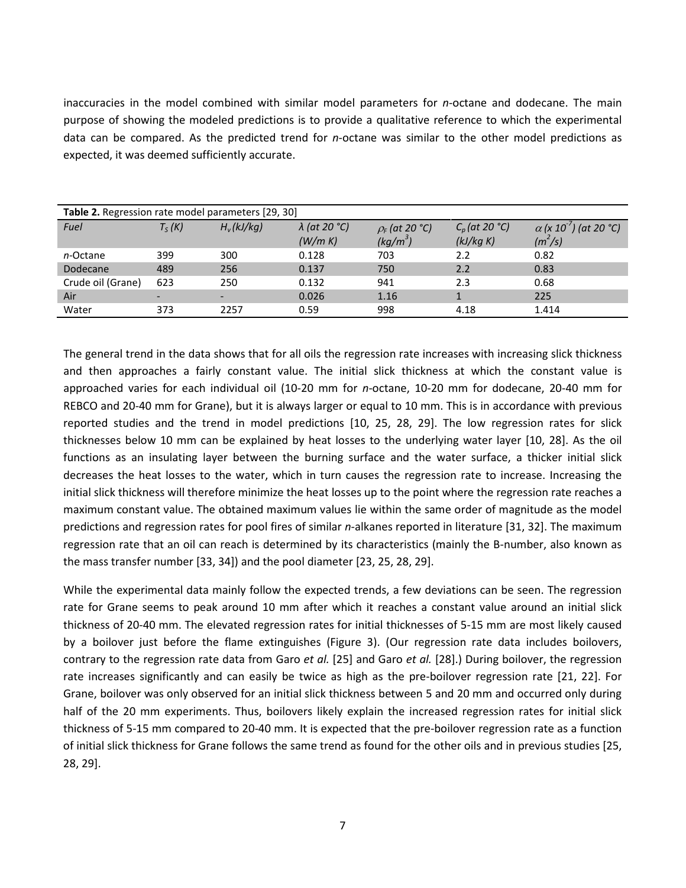inaccuracies in the model combined with similar model parameters for *n*-octane and dodecane. The main purpose of showing the modeled predictions is to provide a qualitative reference to which the experimental data can be compared. As the predicted trend for *n*-octane was similar to the other model predictions as expected, it was deemed sufficiently accurate.

**Table 2.** Regression rate model parameters [29, 30]

| *Fuel* | $T_S$ *(K)* | $H_v$ *(kJ/kg)* | $\lambda$ *(at 20 °C) (W/m K)* | $\rho_F$ *(at 20 °C) (kg/m$^3$)* | $C_p$ *(at 20 °C) (kJ/kg K)* | $\alpha$ *(x 10$^{-7}$) (at 20 °C) (m$^2$/s)* |
|---|---|---|---|---|---|---|
| *n*-Octane | 399 | 300 | 0.128 | 703 | 2.2 | 0.82 |
| Dodecane | 489 | 256 | 0.137 | 750 | 2.2 | 0.83 |
| Crude oil (Grane) | 623 | 250 | 0.132 | 941 | 2.3 | 0.68 |
| Air | - | - | 0.026 | 1.16 | 1 | 225 |
| Water | 373 | 2257 | 0.59 | 998 | 4.18 | 1.414 |

The general trend in the data shows that for all oils the regression rate increases with increasing slick thickness and then approaches a fairly constant value. The initial slick thickness at which the constant value is approached varies for each individual oil (10-20 mm for *n*-octane, 10-20 mm for dodecane, 20-40 mm for REBCO and 20-40 mm for Grane), but it is always larger or equal to 10 mm. This is in accordance with previous reported studies and the trend in model predictions [10, 25, 28, 29]. The low regression rates for slick thicknesses below 10 mm can be explained by heat losses to the underlying water layer [10, 28]. As the oil functions as an insulating layer between the burning surface and the water surface, a thicker initial slick decreases the heat losses to the water, which in turn causes the regression rate to increase. Increasing the initial slick thickness will therefore minimize the heat losses up to the point where the regression rate reaches a maximum constant value. The obtained maximum values lie within the same order of magnitude as the model predictions and regression rates for pool fires of similar *n*-alkanes reported in literature [31, 32]. The maximum regression rate that an oil can reach is determined by its characteristics (mainly the B-number, also known as the mass transfer number [33, 34]) and the pool diameter [23, 25, 28, 29].

While the experimental data mainly follow the expected trends, a few deviations can be seen. The regression rate for Grane seems to peak around 10 mm after which it reaches a constant value around an initial slick thickness of 20-40 mm. The elevated regression rates for initial thicknesses of 5-15 mm are most likely caused by a boilover just before the flame extinguishes (Figure 3). (Our regression rate data includes boilovers, contrary to the regression rate data from Garo *et al.* [25] and Garo *et al.* [28].) During boilover, the regression rate increases significantly and can easily be twice as high as the pre-boilover regression rate [21, 22]. For Grane, boilover was only observed for an initial slick thickness between 5 and 20 mm and occurred only during half of the 20 mm experiments. Thus, boilovers likely explain the increased regression rates for initial slick thickness of 5-15 mm compared to 20-40 mm. It is expected that the pre-boilover regression rate as a function of initial slick thickness for Grane follows the same trend as found for the other oils and in previous studies [25, 28, 29].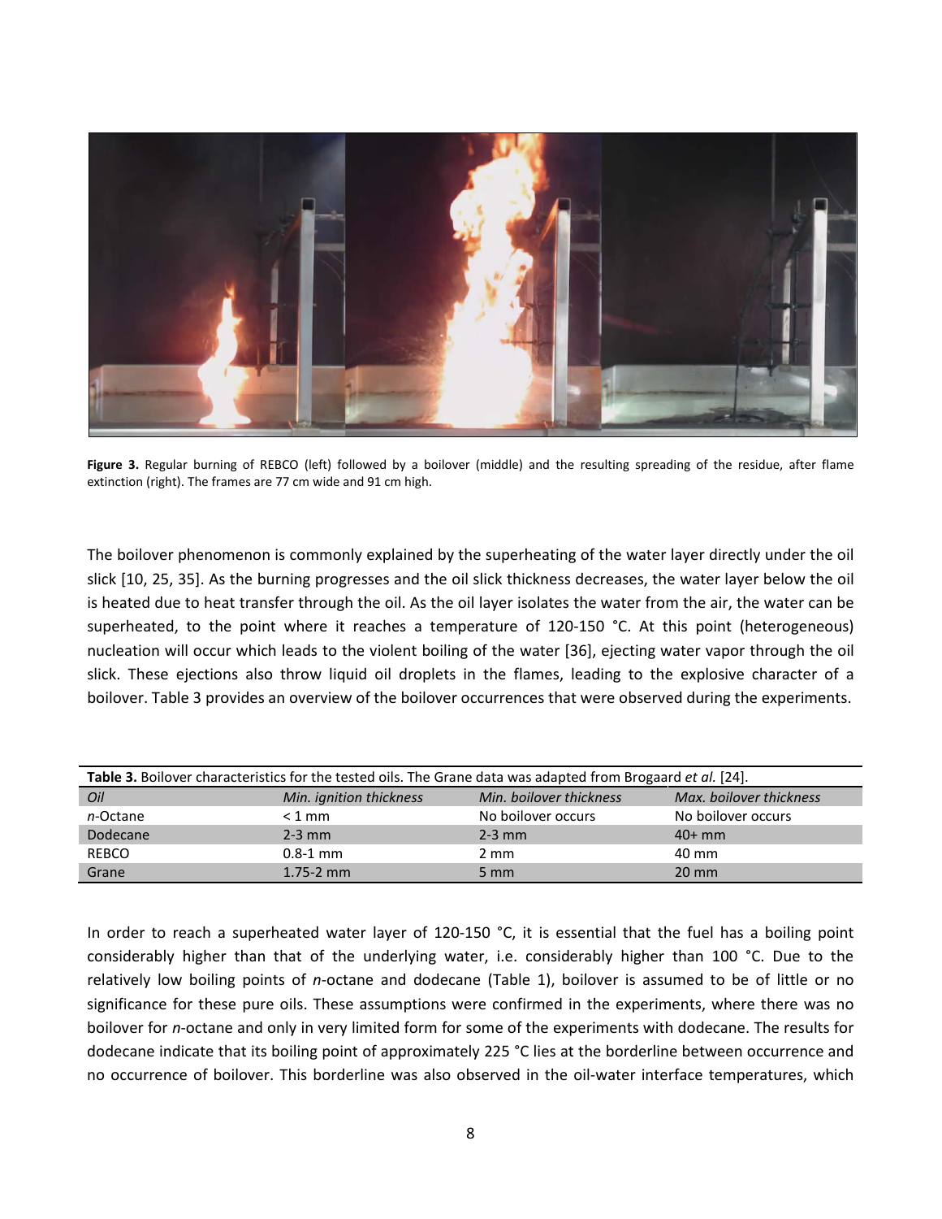**Figure 3.** Regular burning of REBCO (left) followed by a boilover (middle) and the resulting spreading of the residue, after flame extinction (right). The frames are 77 cm wide and 91 cm high.

The boilover phenomenon is commonly explained by the superheating of the water layer directly under the oil slick [10, 25, 35]. As the burning progresses and the oil slick thickness decreases, the water layer below the oil is heated due to heat transfer through the oil. As the oil layer isolates the water from the air, the water can be superheated, to the point where it reaches a temperature of 120-150 °C. At this point (heterogeneous) nucleation will occur which leads to the violent boiling of the water [36], ejecting water vapor through the oil slick. These ejections also throw liquid oil droplets in the flames, leading to the explosive character of a boilover. Table 3 provides an overview of the boilover occurrences that were observed during the experiments.

**Table 3.** Boilover characteristics for the tested oils. The Grane data was adapted from Brogaard *et al.* [24].

| *Oil* | *Min. ignition thickness* | *Min. boilover thickness* | *Max. boilover thickness* |
|---|---|---|---|
| *n*-Octane | < 1 mm | No boilover occurs | No boilover occurs |
| Dodecane | 2-3 mm | 2-3 mm | 40+ mm |
| REBCO | 0.8-1 mm | 2 mm | 40 mm |
| Grane | 1.75-2 mm | 5 mm | 20 mm |

In order to reach a superheated water layer of 120-150 °C, it is essential that the fuel has a boiling point considerably higher than that of the underlying water, i.e. considerably higher than 100 °C. Due to the relatively low boiling points of *n*-octane and dodecane (Table 1), boilover is assumed to be of little or no significance for these pure oils. These assumptions were confirmed in the experiments, where there was no boilover for *n*-octane and only in very limited form for some of the experiments with dodecane. The results for dodecane indicate that its boiling point of approximately 225 °C lies at the borderline between occurrence and no occurrence of boilover. This borderline was also observed in the oil-water interface temperatures, which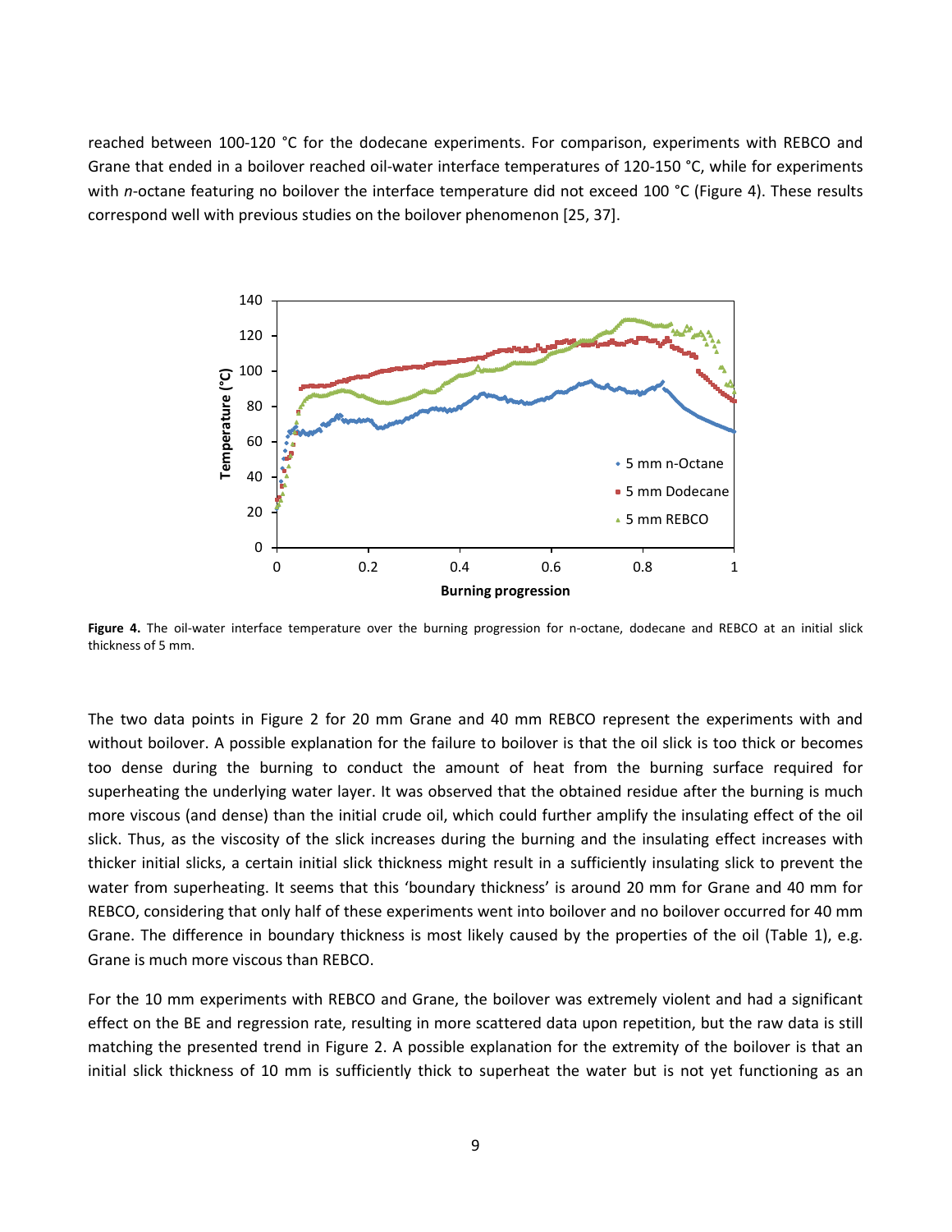reached between 100-120 °C for the dodecane experiments. For comparison, experiments with REBCO and Grane that ended in a boilover reached oil-water interface temperatures of 120-150 °C, while for experiments with *n*-octane featuring no boilover the interface temperature did not exceed 100 °C (Figure 4). These results correspond well with previous studies on the boilover phenomenon [25, 37].

**Figure 4.** The oil-water interface temperature over the burning progression for n-octane, dodecane and REBCO at an initial slick thickness of 5 mm.

The two data points in Figure 2 for 20 mm Grane and 40 mm REBCO represent the experiments with and without boilover. A possible explanation for the failure to boilover is that the oil slick is too thick or becomes too dense during the burning to conduct the amount of heat from the burning surface required for superheating the underlying water layer. It was observed that the obtained residue after the burning is much more viscous (and dense) than the initial crude oil, which could further amplify the insulating effect of the oil slick. Thus, as the viscosity of the slick increases during the burning and the insulating effect increases with thicker initial slicks, a certain initial slick thickness might result in a sufficiently insulating slick to prevent the water from superheating. It seems that this 'boundary thickness' is around 20 mm for Grane and 40 mm for REBCO, considering that only half of these experiments went into boilover and no boilover occurred for 40 mm Grane. The difference in boundary thickness is most likely caused by the properties of the oil (Table 1), e.g. Grane is much more viscous than REBCO.

For the 10 mm experiments with REBCO and Grane, the boilover was extremely violent and had a significant effect on the BE and regression rate, resulting in more scattered data upon repetition, but the raw data is still matching the presented trend in Figure 2. A possible explanation for the extremity of the boilover is that an initial slick thickness of 10 mm is sufficiently thick to superheat the water but is not yet functioning as an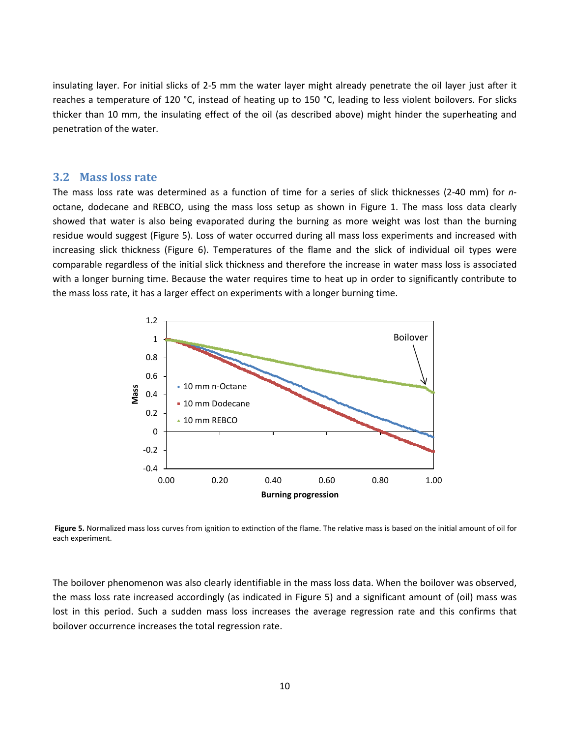insulating layer. For initial slicks of 2-5 mm the water layer might already penetrate the oil layer just after it reaches a temperature of 120 °C, instead of heating up to 150 °C, leading to less violent boilovers. For slicks thicker than 10 mm, the insulating effect of the oil (as described above) might hinder the superheating and penetration of the water.

## 3.2 Mass loss rate

The mass loss rate was determined as a function of time for a series of slick thicknesses (2-40 mm) for *n*-octane, dodecane and REBCO, using the mass loss setup as shown in Figure 1. The mass loss data clearly showed that water is also being evaporated during the burning as more weight was lost than the burning residue would suggest (Figure 5). Loss of water occurred during all mass loss experiments and increased with increasing slick thickness (Figure 6). Temperatures of the flame and the slick of individual oil types were comparable regardless of the initial slick thickness and therefore the increase in water mass loss is associated with a longer burning time. Because the water requires time to heat up in order to significantly contribute to the mass loss rate, it has a larger effect on experiments with a longer burning time.

**Figure 5.** Normalized mass loss curves from ignition to extinction of the flame. The relative mass is based on the initial amount of oil for each experiment.

The boilover phenomenon was also clearly identifiable in the mass loss data. When the boilover was observed, the mass loss rate increased accordingly (as indicated in Figure 5) and a significant amount of (oil) mass was lost in this period. Such a sudden mass loss increases the average regression rate and this confirms that boilover occurrence increases the total regression rate.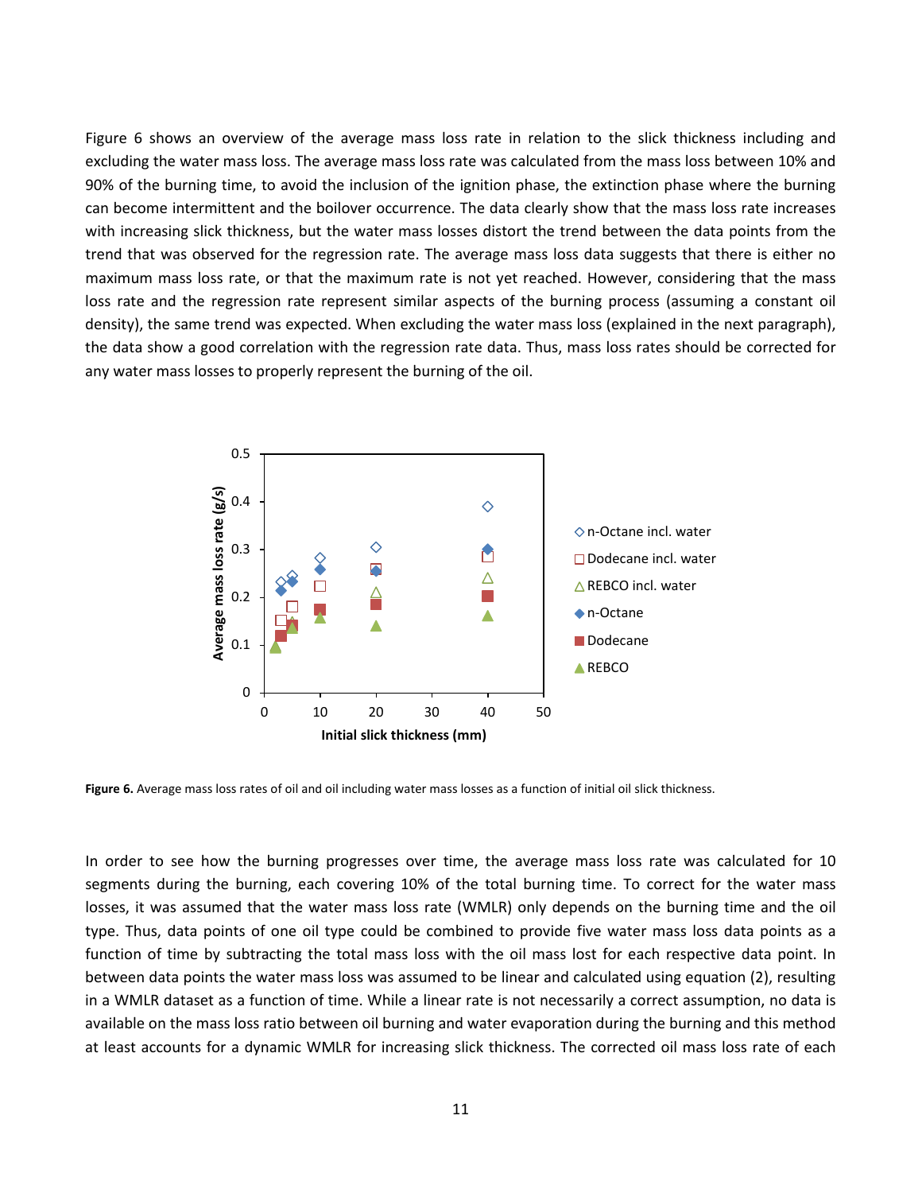Figure 6 shows an overview of the average mass loss rate in relation to the slick thickness including and excluding the water mass loss. The average mass loss rate was calculated from the mass loss between 10% and 90% of the burning time, to avoid the inclusion of the ignition phase, the extinction phase where the burning can become intermittent and the boilover occurrence. The data clearly show that the mass loss rate increases with increasing slick thickness, but the water mass losses distort the trend between the data points from the trend that was observed for the regression rate. The average mass loss data suggests that there is either no maximum mass loss rate, or that the maximum rate is not yet reached. However, considering that the mass loss rate and the regression rate represent similar aspects of the burning process (assuming a constant oil density), the same trend was expected. When excluding the water mass loss (explained in the next paragraph), the data show a good correlation with the regression rate data. Thus, mass loss rates should be corrected for any water mass losses to properly represent the burning of the oil.

**Figure 6.** Average mass loss rates of oil and oil including water mass losses as a function of initial oil slick thickness.

In order to see how the burning progresses over time, the average mass loss rate was calculated for 10 segments during the burning, each covering 10% of the total burning time. To correct for the water mass losses, it was assumed that the water mass loss rate (WMLR) only depends on the burning time and the oil type. Thus, data points of one oil type could be combined to provide five water mass loss data points as a function of time by subtracting the total mass loss with the oil mass lost for each respective data point. In between data points the water mass loss was assumed to be linear and calculated using equation (2), resulting in a WMLR dataset as a function of time. While a linear rate is not necessarily a correct assumption, no data is available on the mass loss ratio between oil burning and water evaporation during the burning and this method at least accounts for a dynamic WMLR for increasing slick thickness. The corrected oil mass loss rate of each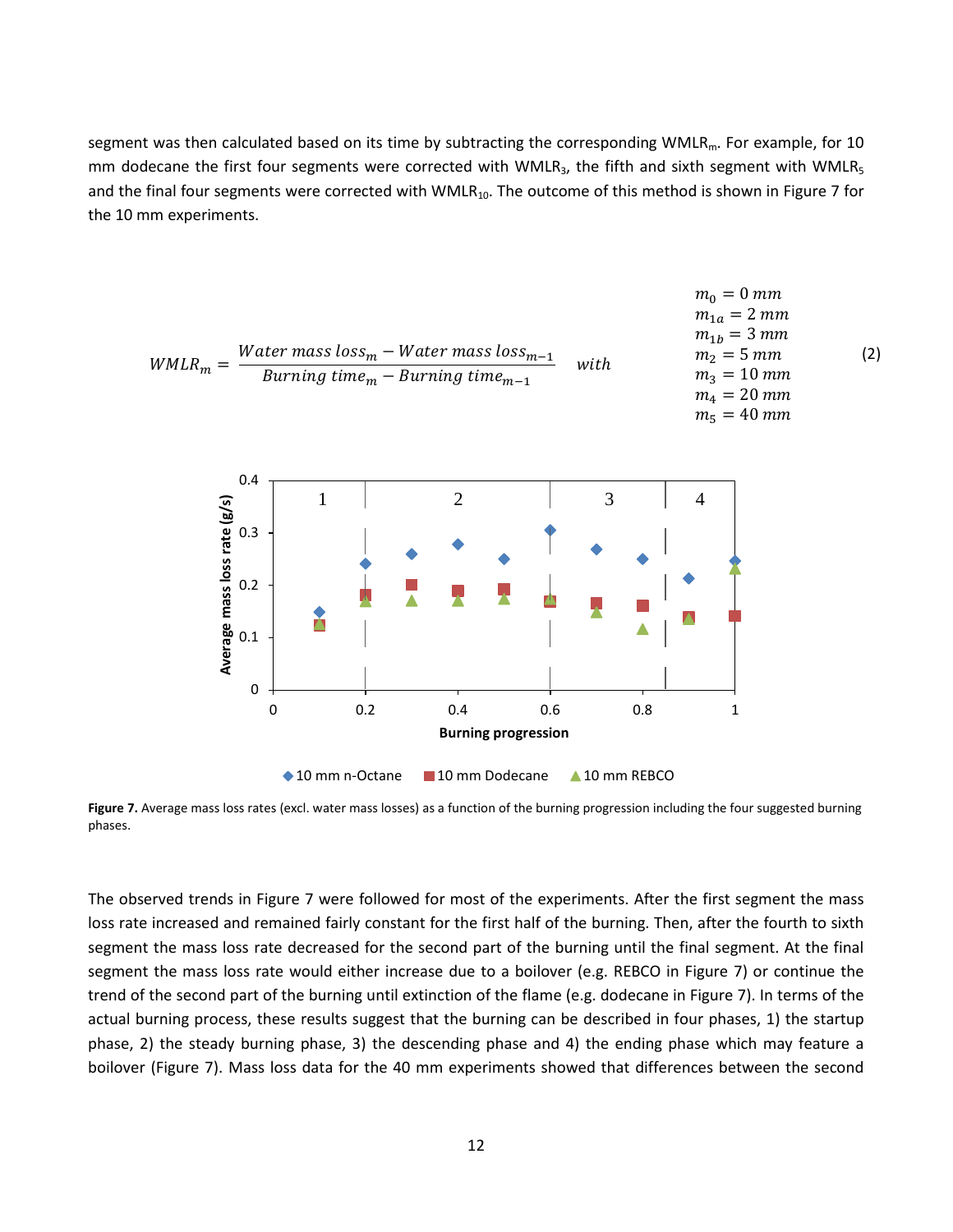segment was then calculated based on its time by subtracting the corresponding $WMLR_m$. For example, for 10 mm dodecane the first four segments were corrected with $WMLR_3$, the fifth and sixth segment with $WMLR_5$ and the final four segments were corrected with $WMLR_{10}$. The outcome of this method is shown in Figure 7 for the 10 mm experiments.

$$WMLR_m = \frac{Water\ mass\ loss_m - Water\ mass\ loss_{m-1}}{Burning\ time_m - Burning\ time_{m-1}} \quad with \quad \begin{aligned} m_0 &= 0\ mm \\ m_{1a} &= 2\ mm \\ m_{1b} &= 3\ mm \\ m_2 &= 5\ mm \\ m_3 &= 10\ mm \\ m_4 &= 20\ mm \\ m_5 &= 40\ mm \end{aligned} \tag{2}$$

**Figure 7.** Average mass loss rates (excl. water mass losses) as a function of the burning progression including the four suggested burning phases.

The observed trends in Figure 7 were followed for most of the experiments. After the first segment the mass loss rate increased and remained fairly constant for the first half of the burning. Then, after the fourth to sixth segment the mass loss rate decreased for the second part of the burning until the final segment. At the final segment the mass loss rate would either increase due to a boilover (e.g. REBCO in Figure 7) or continue the trend of the second part of the burning until extinction of the flame (e.g. dodecane in Figure 7). In terms of the actual burning process, these results suggest that the burning can be described in four phases, 1) the startup phase, 2) the steady burning phase, 3) the descending phase and 4) the ending phase which may feature a boilover (Figure 7). Mass loss data for the 40 mm experiments showed that differences between the second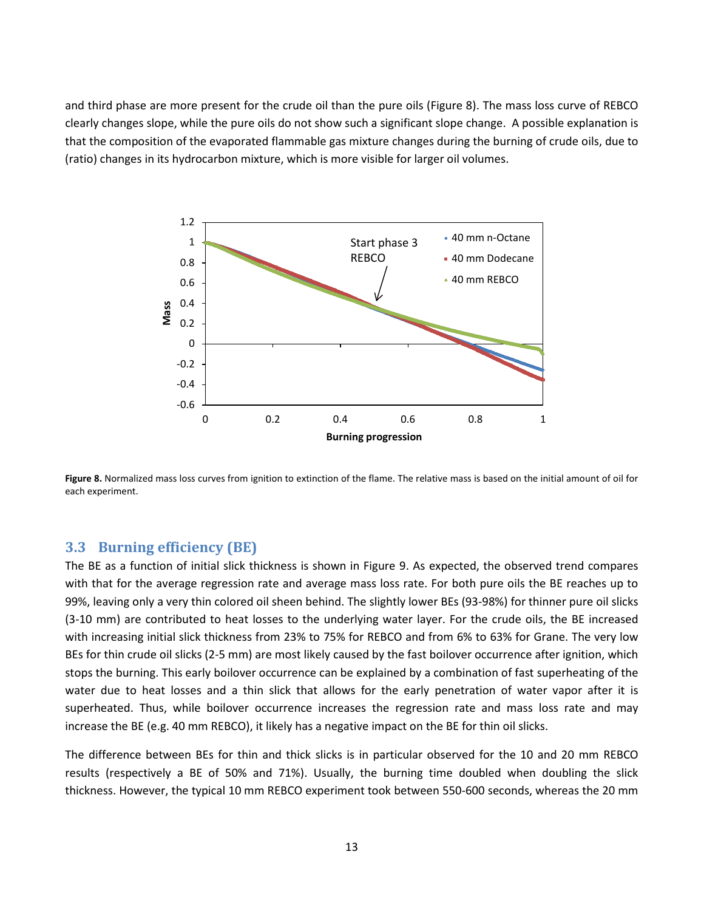and third phase are more present for the crude oil than the pure oils (Figure 8). The mass loss curve of REBCO clearly changes slope, while the pure oils do not show such a significant slope change. A possible explanation is that the composition of the evaporated flammable gas mixture changes during the burning of crude oils, due to (ratio) changes in its hydrocarbon mixture, which is more visible for larger oil volumes.

**Figure 8.** Normalized mass loss curves from ignition to extinction of the flame. The relative mass is based on the initial amount of oil for each experiment.

## 3.3 Burning efficiency (BE)

The BE as a function of initial slick thickness is shown in Figure 9. As expected, the observed trend compares with that for the average regression rate and average mass loss rate. For both pure oils the BE reaches up to 99%, leaving only a very thin colored oil sheen behind. The slightly lower BEs (93-98%) for thinner pure oil slicks (3-10 mm) are contributed to heat losses to the underlying water layer. For the crude oils, the BE increased with increasing initial slick thickness from 23% to 75% for REBCO and from 6% to 63% for Grane. The very low BEs for thin crude oil slicks (2-5 mm) are most likely caused by the fast boilover occurrence after ignition, which stops the burning. This early boilover occurrence can be explained by a combination of fast superheating of the water due to heat losses and a thin slick that allows for the early penetration of water vapor after it is superheated. Thus, while boilover occurrence increases the regression rate and mass loss rate and may increase the BE (e.g. 40 mm REBCO), it likely has a negative impact on the BE for thin oil slicks.

The difference between BEs for thin and thick slicks is in particular observed for the 10 and 20 mm REBCO results (respectively a BE of 50% and 71%). Usually, the burning time doubled when doubling the slick thickness. However, the typical 10 mm REBCO experiment took between 550-600 seconds, whereas the 20 mm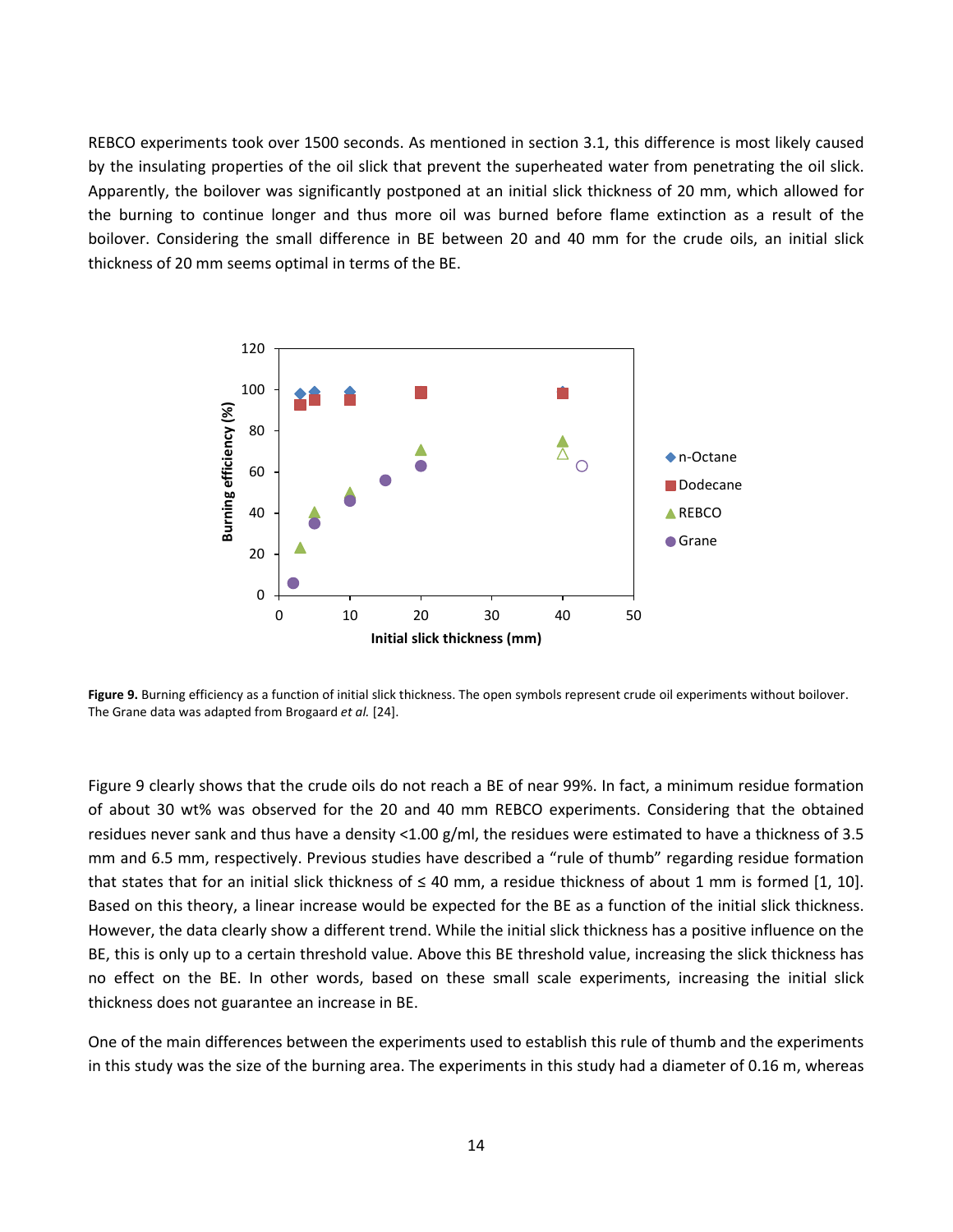REBCO experiments took over 1500 seconds. As mentioned in section 3.1, this difference is most likely caused by the insulating properties of the oil slick that prevent the superheated water from penetrating the oil slick. Apparently, the boilover was significantly postponed at an initial slick thickness of 20 mm, which allowed for the burning to continue longer and thus more oil was burned before flame extinction as a result of the boilover. Considering the small difference in BE between 20 and 40 mm for the crude oils, an initial slick thickness of 20 mm seems optimal in terms of the BE.

**Figure 9.** Burning efficiency as a function of initial slick thickness. The open symbols represent crude oil experiments without boilover. The Grane data was adapted from Brogaard *et al.* [24].

Figure 9 clearly shows that the crude oils do not reach a BE of near 99%. In fact, a minimum residue formation of about 30 wt% was observed for the 20 and 40 mm REBCO experiments. Considering that the obtained residues never sank and thus have a density <1.00 g/ml, the residues were estimated to have a thickness of 3.5 mm and 6.5 mm, respectively. Previous studies have described a "rule of thumb" regarding residue formation that states that for an initial slick thickness of ≤ 40 mm, a residue thickness of about 1 mm is formed [1, 10]. Based on this theory, a linear increase would be expected for the BE as a function of the initial slick thickness. However, the data clearly show a different trend. While the initial slick thickness has a positive influence on the BE, this is only up to a certain threshold value. Above this BE threshold value, increasing the slick thickness has no effect on the BE. In other words, based on these small scale experiments, increasing the initial slick thickness does not guarantee an increase in BE.

One of the main differences between the experiments used to establish this rule of thumb and the experiments in this study was the size of the burning area. The experiments in this study had a diameter of 0.16 m, whereas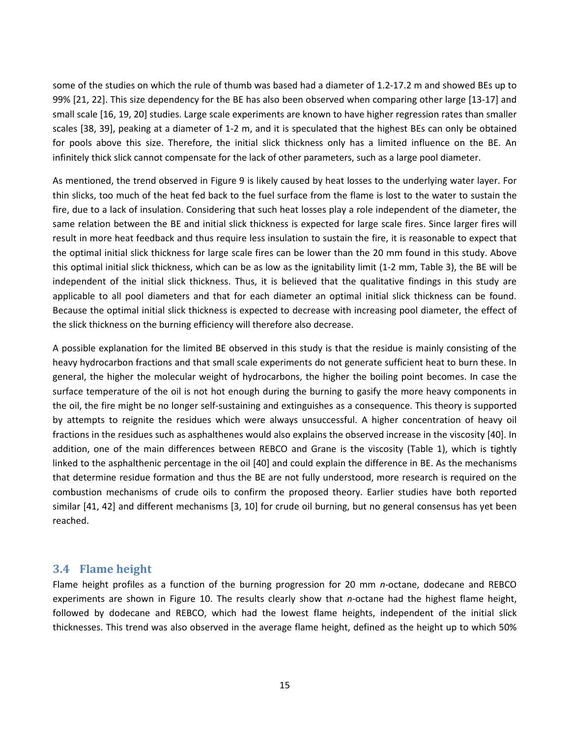some of the studies on which the rule of thumb was based had a diameter of 1.2-17.2 m and showed BEs up to 99% [21, 22]. This size dependency for the BE has also been observed when comparing other large [13-17] and small scale [16, 19, 20] studies. Large scale experiments are known to have higher regression rates than smaller scales [38, 39], peaking at a diameter of 1-2 m, and it is speculated that the highest BEs can only be obtained for pools above this size. Therefore, the initial slick thickness only has a limited influence on the BE. An infinitely thick slick cannot compensate for the lack of other parameters, such as a large pool diameter.

As mentioned, the trend observed in Figure 9 is likely caused by heat losses to the underlying water layer. For thin slicks, too much of the heat fed back to the fuel surface from the flame is lost to the water to sustain the fire, due to a lack of insulation. Considering that such heat losses play a role independent of the diameter, the same relation between the BE and initial slick thickness is expected for large scale fires. Since larger fires will result in more heat feedback and thus require less insulation to sustain the fire, it is reasonable to expect that the optimal initial slick thickness for large scale fires can be lower than the 20 mm found in this study. Above this optimal initial slick thickness, which can be as low as the ignitability limit (1-2 mm, Table 3), the BE will be independent of the initial slick thickness. Thus, it is believed that the qualitative findings in this study are applicable to all pool diameters and that for each diameter an optimal initial slick thickness can be found. Because the optimal initial slick thickness is expected to decrease with increasing pool diameter, the effect of the slick thickness on the burning efficiency will therefore also decrease.

A possible explanation for the limited BE observed in this study is that the residue is mainly consisting of the heavy hydrocarbon fractions and that small scale experiments do not generate sufficient heat to burn these. In general, the higher the molecular weight of hydrocarbons, the higher the boiling point becomes. In case the surface temperature of the oil is not hot enough during the burning to gasify the more heavy components in the oil, the fire might be no longer self-sustaining and extinguishes as a consequence. This theory is supported by attempts to reignite the residues which were always unsuccessful. A higher concentration of heavy oil fractions in the residues such as asphalthenes would also explains the observed increase in the viscosity [40]. In addition, one of the main differences between REBCO and Grane is the viscosity (Table 1), which is tightly linked to the asphalthenic percentage in the oil [40] and could explain the difference in BE. As the mechanisms that determine residue formation and thus the BE are not fully understood, more research is required on the combustion mechanisms of crude oils to confirm the proposed theory. Earlier studies have both reported similar [41, 42] and different mechanisms [3, 10] for crude oil burning, but no general consensus has yet been reached.

## 3.4 Flame height

Flame height profiles as a function of the burning progression for 20 mm *n*-octane, dodecane and REBCO experiments are shown in Figure 10. The results clearly show that *n*-octane had the highest flame height, followed by dodecane and REBCO, which had the lowest flame heights, independent of the initial slick thicknesses. This trend was also observed in the average flame height, defined as the height up to which 50%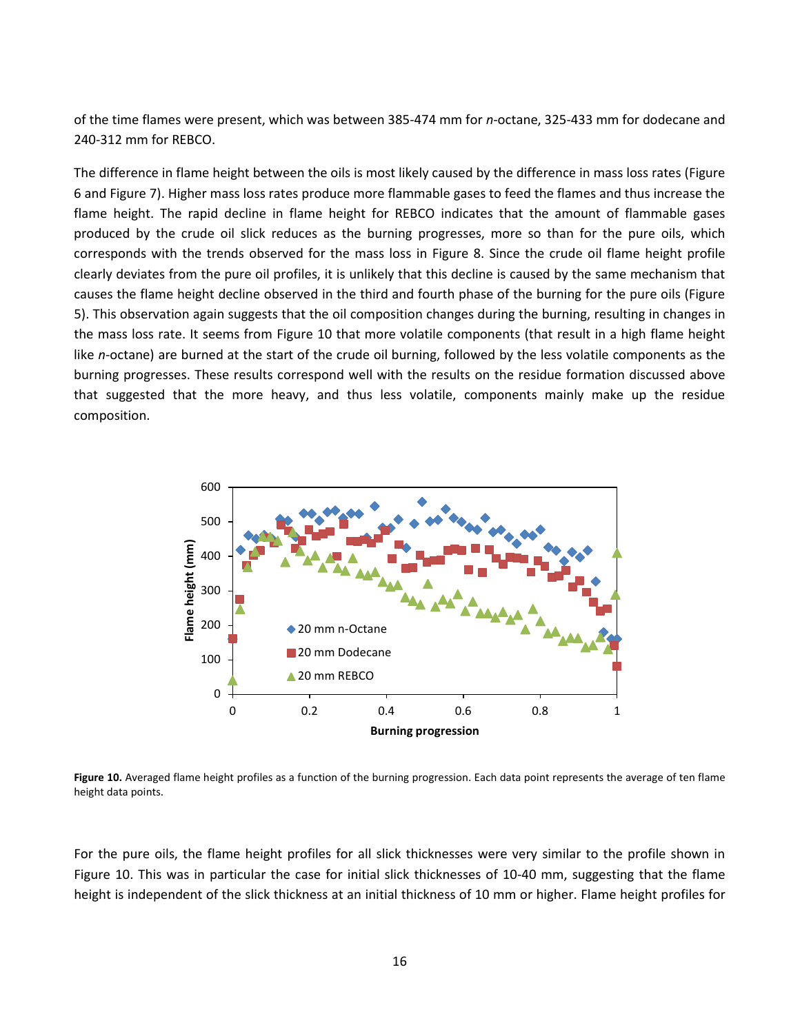of the time flames were present, which was between 385-474 mm for *n*-octane, 325-433 mm for dodecane and 240-312 mm for REBCO.

The difference in flame height between the oils is most likely caused by the difference in mass loss rates (Figure 6 and Figure 7). Higher mass loss rates produce more flammable gases to feed the flames and thus increase the flame height. The rapid decline in flame height for REBCO indicates that the amount of flammable gases produced by the crude oil slick reduces as the burning progresses, more so than for the pure oils, which corresponds with the trends observed for the mass loss in Figure 8. Since the crude oil flame height profile clearly deviates from the pure oil profiles, it is unlikely that this decline is caused by the same mechanism that causes the flame height decline observed in the third and fourth phase of the burning for the pure oils (Figure 5). This observation again suggests that the oil composition changes during the burning, resulting in changes in the mass loss rate. It seems from Figure 10 that more volatile components (that result in a high flame height like *n*-octane) are burned at the start of the crude oil burning, followed by the less volatile components as the burning progresses. These results correspond well with the results on the residue formation discussed above that suggested that the more heavy, and thus less volatile, components mainly make up the residue composition.

**Figure 10.** Averaged flame height profiles as a function of the burning progression. Each data point represents the average of ten flame height data points.

For the pure oils, the flame height profiles for all slick thicknesses were very similar to the profile shown in Figure 10. This was in particular the case for initial slick thicknesses of 10-40 mm, suggesting that the flame height is independent of the slick thickness at an initial thickness of 10 mm or higher. Flame height profiles for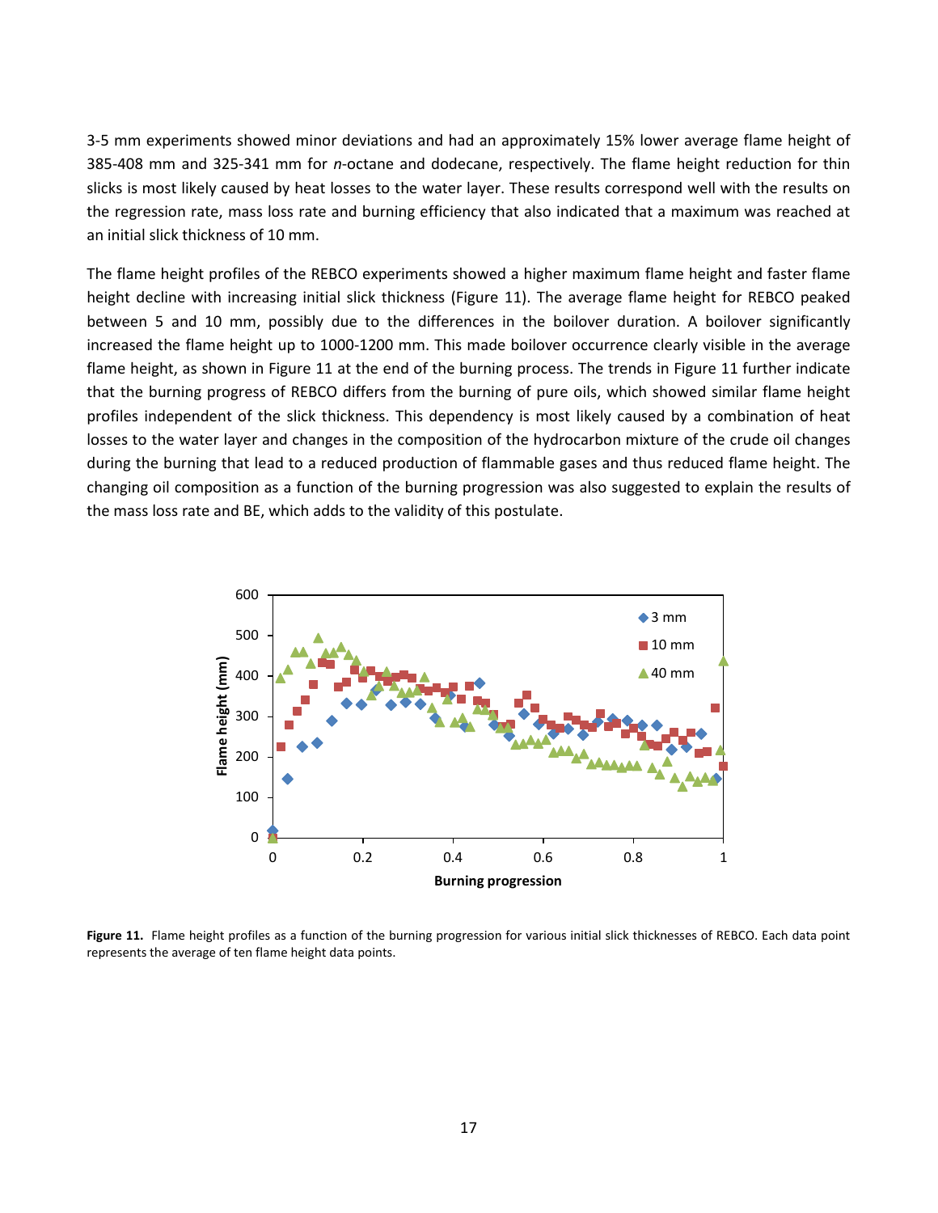3-5 mm experiments showed minor deviations and had an approximately 15% lower average flame height of 385-408 mm and 325-341 mm for *n*-octane and dodecane, respectively. The flame height reduction for thin slicks is most likely caused by heat losses to the water layer. These results correspond well with the results on the regression rate, mass loss rate and burning efficiency that also indicated that a maximum was reached at an initial slick thickness of 10 mm.

The flame height profiles of the REBCO experiments showed a higher maximum flame height and faster flame height decline with increasing initial slick thickness (Figure 11). The average flame height for REBCO peaked between 5 and 10 mm, possibly due to the differences in the boilover duration. A boilover significantly increased the flame height up to 1000-1200 mm. This made boilover occurrence clearly visible in the average flame height, as shown in Figure 11 at the end of the burning process. The trends in Figure 11 further indicate that the burning progress of REBCO differs from the burning of pure oils, which showed similar flame height profiles independent of the slick thickness. This dependency is most likely caused by a combination of heat losses to the water layer and changes in the composition of the hydrocarbon mixture of the crude oil changes during the burning that lead to a reduced production of flammable gases and thus reduced flame height. The changing oil composition as a function of the burning progression was also suggested to explain the results of the mass loss rate and BE, which adds to the validity of this postulate.

**Figure 11.** Flame height profiles as a function of the burning progression for various initial slick thicknesses of REBCO. Each data point represents the average of ten flame height data points.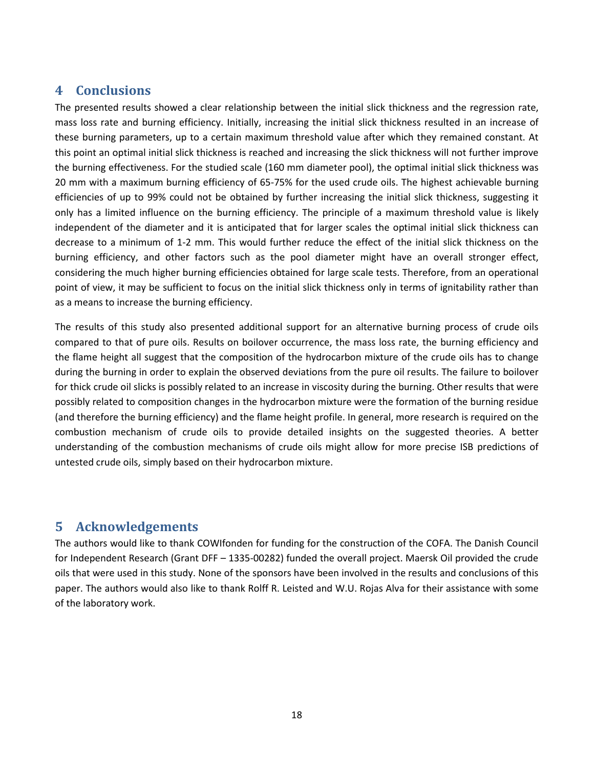## 4 Conclusions

The presented results showed a clear relationship between the initial slick thickness and the regression rate, mass loss rate and burning efficiency. Initially, increasing the initial slick thickness resulted in an increase of these burning parameters, up to a certain maximum threshold value after which they remained constant. At this point an optimal initial slick thickness is reached and increasing the slick thickness will not further improve the burning effectiveness. For the studied scale (160 mm diameter pool), the optimal initial slick thickness was 20 mm with a maximum burning efficiency of 65-75% for the used crude oils. The highest achievable burning efficiencies of up to 99% could not be obtained by further increasing the initial slick thickness, suggesting it only has a limited influence on the burning efficiency. The principle of a maximum threshold value is likely independent of the diameter and it is anticipated that for larger scales the optimal initial slick thickness can decrease to a minimum of 1-2 mm. This would further reduce the effect of the initial slick thickness on the burning efficiency, and other factors such as the pool diameter might have an overall stronger effect, considering the much higher burning efficiencies obtained for large scale tests. Therefore, from an operational point of view, it may be sufficient to focus on the initial slick thickness only in terms of ignitability rather than as a means to increase the burning efficiency.

The results of this study also presented additional support for an alternative burning process of crude oils compared to that of pure oils. Results on boilover occurrence, the mass loss rate, the burning efficiency and the flame height all suggest that the composition of the hydrocarbon mixture of the crude oils has to change during the burning in order to explain the observed deviations from the pure oil results. The failure to boilover for thick crude oil slicks is possibly related to an increase in viscosity during the burning. Other results that were possibly related to composition changes in the hydrocarbon mixture were the formation of the burning residue (and therefore the burning efficiency) and the flame height profile. In general, more research is required on the combustion mechanism of crude oils to provide detailed insights on the suggested theories. A better understanding of the combustion mechanisms of crude oils might allow for more precise ISB predictions of untested crude oils, simply based on their hydrocarbon mixture.

## 5 Acknowledgements

The authors would like to thank COWIfonden for funding for the construction of the COFA. The Danish Council for Independent Research (Grant DFF – 1335-00282) funded the overall project. Maersk Oil provided the crude oils that were used in this study. None of the sponsors have been involved in the results and conclusions of this paper. The authors would also like to thank Rolff R. Leisted and W.U. Rojas Alva for their assistance with some of the laboratory work.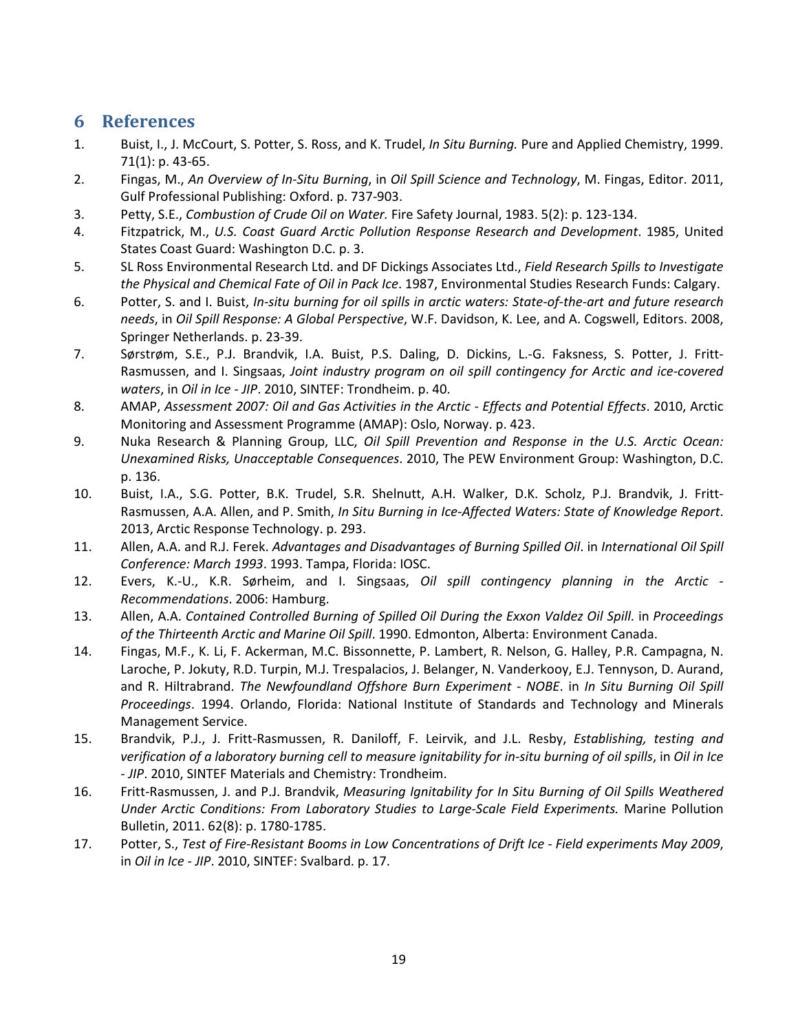## 6 References

1. Buist, I., J. McCourt, S. Potter, S. Ross, and K. Trudel, *In Situ Burning.* Pure and Applied Chemistry, 1999. 71(1): p. 43-65.
2. Fingas, M., *An Overview of In-Situ Burning*, in *Oil Spill Science and Technology*, M. Fingas, Editor. 2011, Gulf Professional Publishing: Oxford. p. 737-903.
3. Petty, S.E., *Combustion of Crude Oil on Water.* Fire Safety Journal, 1983. 5(2): p. 123-134.
4. Fitzpatrick, M., *U.S. Coast Guard Arctic Pollution Response Research and Development*. 1985, United States Coast Guard: Washington D.C. p. 3.
5. SL Ross Environmental Research Ltd. and DF Dickings Associates Ltd., *Field Research Spills to Investigate the Physical and Chemical Fate of Oil in Pack Ice*. 1987, Environmental Studies Research Funds: Calgary.
6. Potter, S. and I. Buist, *In-situ burning for oil spills in arctic waters: State-of-the-art and future research needs*, in *Oil Spill Response: A Global Perspective*, W.F. Davidson, K. Lee, and A. Cogswell, Editors. 2008, Springer Netherlands. p. 23-39.
7. Sørstrøm, S.E., P.J. Brandvik, I.A. Buist, P.S. Daling, D. Dickins, L.-G. Faksness, S. Potter, J. Fritt-Rasmussen, and I. Singsaas, *Joint industry program on oil spill contingency for Arctic and ice-covered waters*, in *Oil in Ice - JIP*. 2010, SINTEF: Trondheim. p. 40.
8. AMAP, *Assessment 2007: Oil and Gas Activities in the Arctic - Effects and Potential Effects*. 2010, Arctic Monitoring and Assessment Programme (AMAP): Oslo, Norway. p. 423.
9. Nuka Research & Planning Group, LLC, *Oil Spill Prevention and Response in the U.S. Arctic Ocean: Unexamined Risks, Unacceptable Consequences*. 2010, The PEW Environment Group: Washington, D.C. p. 136.
10. Buist, I.A., S.G. Potter, B.K. Trudel, S.R. Shelnutt, A.H. Walker, D.K. Scholz, P.J. Brandvik, J. Fritt-Rasmussen, A.A. Allen, and P. Smith, *In Situ Burning in Ice-Affected Waters: State of Knowledge Report*. 2013, Arctic Response Technology. p. 293.
11. Allen, A.A. and R.J. Ferek. *Advantages and Disadvantages of Burning Spilled Oil*. in *International Oil Spill Conference: March 1993*. 1993. Tampa, Florida: IOSC.
12. Evers, K.-U., K.R. Sørheim, and I. Singsaas, *Oil spill contingency planning in the Arctic - Recommendations*. 2006: Hamburg.
13. Allen, A.A. *Contained Controlled Burning of Spilled Oil During the Exxon Valdez Oil Spill*. in *Proceedings of the Thirteenth Arctic and Marine Oil Spill*. 1990. Edmonton, Alberta: Environment Canada.
14. Fingas, M.F., K. Li, F. Ackerman, M.C. Bissonnette, P. Lambert, R. Nelson, G. Halley, P.R. Campagna, N. Laroche, P. Jokuty, R.D. Turpin, M.J. Trespalacios, J. Belanger, N. Vanderkooy, E.J. Tennyson, D. Aurand, and R. Hiltrabrand. *The Newfoundland Offshore Burn Experiment - NOBE*. in *In Situ Burning Oil Spill Proceedings*. 1994. Orlando, Florida: National Institute of Standards and Technology and Minerals Management Service.
15. Brandvik, P.J., J. Fritt-Rasmussen, R. Daniloff, F. Leirvik, and J.L. Resby, *Establishing, testing and verification of a laboratory burning cell to measure ignitability for in-situ burning of oil spills*, in *Oil in Ice - JIP*. 2010, SINTEF Materials and Chemistry: Trondheim.
16. Fritt-Rasmussen, J. and P.J. Brandvik, *Measuring Ignitability for In Situ Burning of Oil Spills Weathered Under Arctic Conditions: From Laboratory Studies to Large-Scale Field Experiments.* Marine Pollution Bulletin, 2011. 62(8): p. 1780-1785.
17. Potter, S., *Test of Fire-Resistant Booms in Low Concentrations of Drift Ice - Field experiments May 2009*, in *Oil in Ice - JIP*. 2010, SINTEF: Svalbard. p. 17.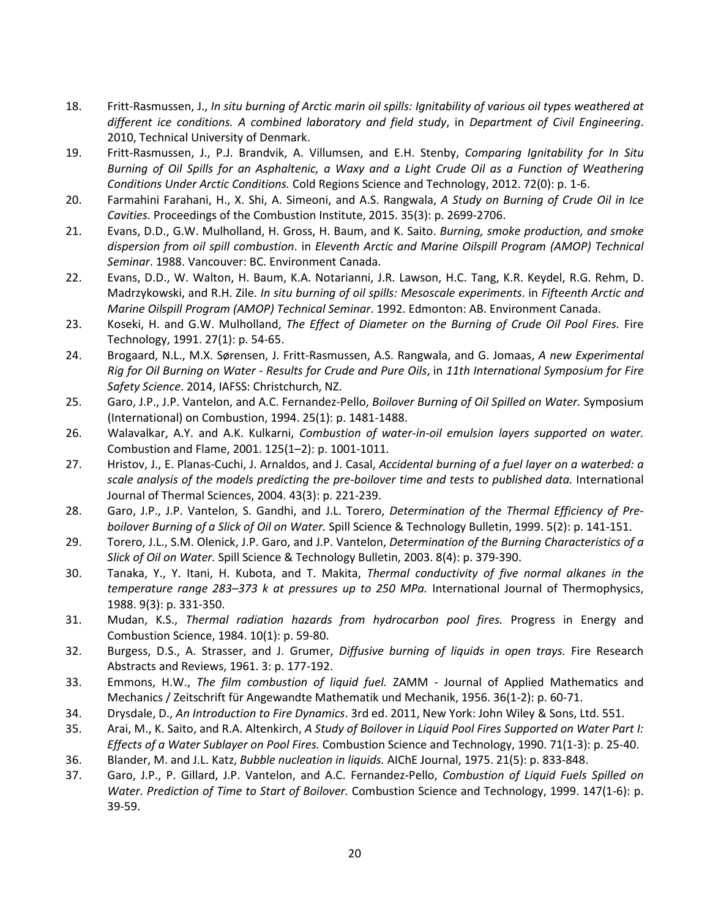18. Fritt-Rasmussen, J., *In situ burning of Arctic marin oil spills: Ignitability of various oil types weathered at different ice conditions. A combined laboratory and field study*, in *Department of Civil Engineering*. 2010, Technical University of Denmark.
19. Fritt-Rasmussen, J., P.J. Brandvik, A. Villumsen, and E.H. Stenby, *Comparing Ignitability for In Situ Burning of Oil Spills for an Asphaltenic, a Waxy and a Light Crude Oil as a Function of Weathering Conditions Under Arctic Conditions.* Cold Regions Science and Technology, 2012. 72(0): p. 1-6.
20. Farmahini Farahani, H., X. Shi, A. Simeoni, and A.S. Rangwala, *A Study on Burning of Crude Oil in Ice Cavities.* Proceedings of the Combustion Institute, 2015. 35(3): p. 2699-2706.
21. Evans, D.D., G.W. Mulholland, H. Gross, H. Baum, and K. Saito. *Burning, smoke production, and smoke dispersion from oil spill combustion*. in *Eleventh Arctic and Marine Oilspill Program (AMOP) Technical Seminar*. 1988. Vancouver: BC. Environment Canada.
22. Evans, D.D., W. Walton, H. Baum, K.A. Notarianni, J.R. Lawson, H.C. Tang, K.R. Keydel, R.G. Rehm, D. Madrzykowski, and R.H. Zile. *In situ burning of oil spills: Mesoscale experiments*. in *Fifteenth Arctic and Marine Oilspill Program (AMOP) Technical Seminar*. 1992. Edmonton: AB. Environment Canada.
23. Koseki, H. and G.W. Mulholland, *The Effect of Diameter on the Burning of Crude Oil Pool Fires.* Fire Technology, 1991. 27(1): p. 54-65.
24. Brogaard, N.L., M.X. Sørensen, J. Fritt-Rasmussen, A.S. Rangwala, and G. Jomaas, *A new Experimental Rig for Oil Burning on Water - Results for Crude and Pure Oils*, in *11th International Symposium for Fire Safety Science*. 2014, IAFSS: Christchurch, NZ.
25. Garo, J.P., J.P. Vantelon, and A.C. Fernandez-Pello, *Boilover Burning of Oil Spilled on Water.* Symposium (International) on Combustion, 1994. 25(1): p. 1481-1488.
26. Walavalkar, A.Y. and A.K. Kulkarni, *Combustion of water-in-oil emulsion layers supported on water.* Combustion and Flame, 2001. 125(1–2): p. 1001-1011.
27. Hristov, J., E. Planas-Cuchi, J. Arnaldos, and J. Casal, *Accidental burning of a fuel layer on a waterbed: a scale analysis of the models predicting the pre-boilover time and tests to published data.* International Journal of Thermal Sciences, 2004. 43(3): p. 221-239.
28. Garo, J.P., J.P. Vantelon, S. Gandhi, and J.L. Torero, *Determination of the Thermal Efficiency of Pre-boilover Burning of a Slick of Oil on Water.* Spill Science & Technology Bulletin, 1999. 5(2): p. 141-151.
29. Torero, J.L., S.M. Olenick, J.P. Garo, and J.P. Vantelon, *Determination of the Burning Characteristics of a Slick of Oil on Water.* Spill Science & Technology Bulletin, 2003. 8(4): p. 379-390.
30. Tanaka, Y., Y. Itani, H. Kubota, and T. Makita, *Thermal conductivity of five normal alkanes in the temperature range 283–373 k at pressures up to 250 MPa.* International Journal of Thermophysics, 1988. 9(3): p. 331-350.
31. Mudan, K.S., *Thermal radiation hazards from hydrocarbon pool fires.* Progress in Energy and Combustion Science, 1984. 10(1): p. 59-80.
32. Burgess, D.S., A. Strasser, and J. Grumer, *Diffusive burning of liquids in open trays.* Fire Research Abstracts and Reviews, 1961. 3: p. 177-192.
33. Emmons, H.W., *The film combustion of liquid fuel.* ZAMM - Journal of Applied Mathematics and Mechanics / Zeitschrift für Angewandte Mathematik und Mechanik, 1956. 36(1-2): p. 60-71.
34. Drysdale, D., *An Introduction to Fire Dynamics*. 3rd ed. 2011, New York: John Wiley & Sons, Ltd. 551.
35. Arai, M., K. Saito, and R.A. Altenkirch, *A Study of Boilover in Liquid Pool Fires Supported on Water Part I: Effects of a Water Sublayer on Pool Fires.* Combustion Science and Technology, 1990. 71(1-3): p. 25-40.
36. Blander, M. and J.L. Katz, *Bubble nucleation in liquids.* AIChE Journal, 1975. 21(5): p. 833-848.
37. Garo, J.P., P. Gillard, J.P. Vantelon, and A.C. Fernandez-Pello, *Combustion of Liquid Fuels Spilled on Water. Prediction of Time to Start of Boilover.* Combustion Science and Technology, 1999. 147(1-6): p. 39-59.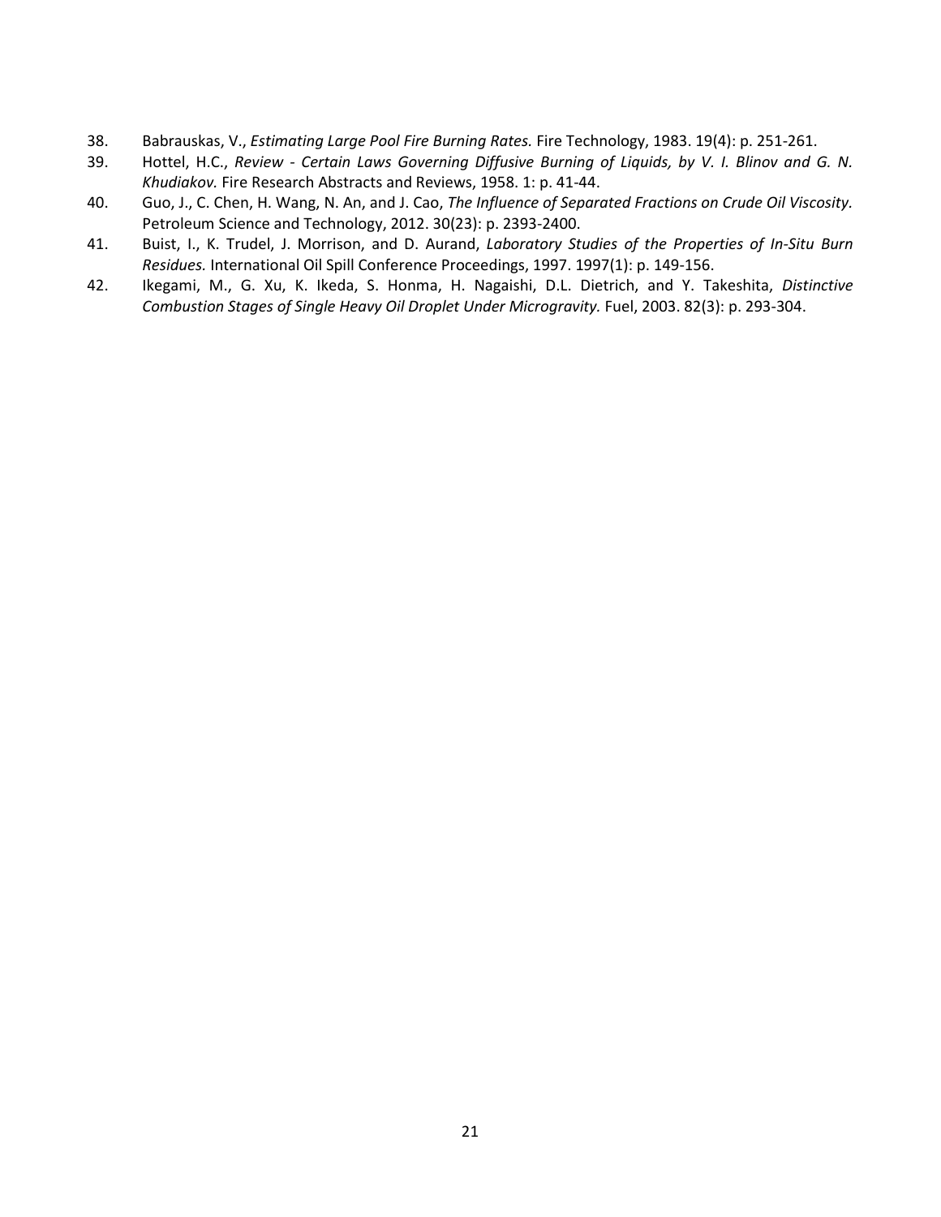38. Babrauskas, V., *Estimating Large Pool Fire Burning Rates.* Fire Technology, 1983. 19(4): p. 251-261.
39. Hottel, H.C., *Review - Certain Laws Governing Diffusive Burning of Liquids, by V. I. Blinov and G. N. Khudiakov.* Fire Research Abstracts and Reviews, 1958. 1: p. 41-44.
40. Guo, J., C. Chen, H. Wang, N. An, and J. Cao, *The Influence of Separated Fractions on Crude Oil Viscosity.* Petroleum Science and Technology, 2012. 30(23): p. 2393-2400.
41. Buist, I., K. Trudel, J. Morrison, and D. Aurand, *Laboratory Studies of the Properties of In-Situ Burn Residues.* International Oil Spill Conference Proceedings, 1997. 1997(1): p. 149-156.
42. Ikegami, M., G. Xu, K. Ikeda, S. Honma, H. Nagaishi, D.L. Dietrich, and Y. Takeshita, *Distinctive Combustion Stages of Single Heavy Oil Droplet Under Microgravity.* Fuel, 2003. 82(3): p. 293-304.